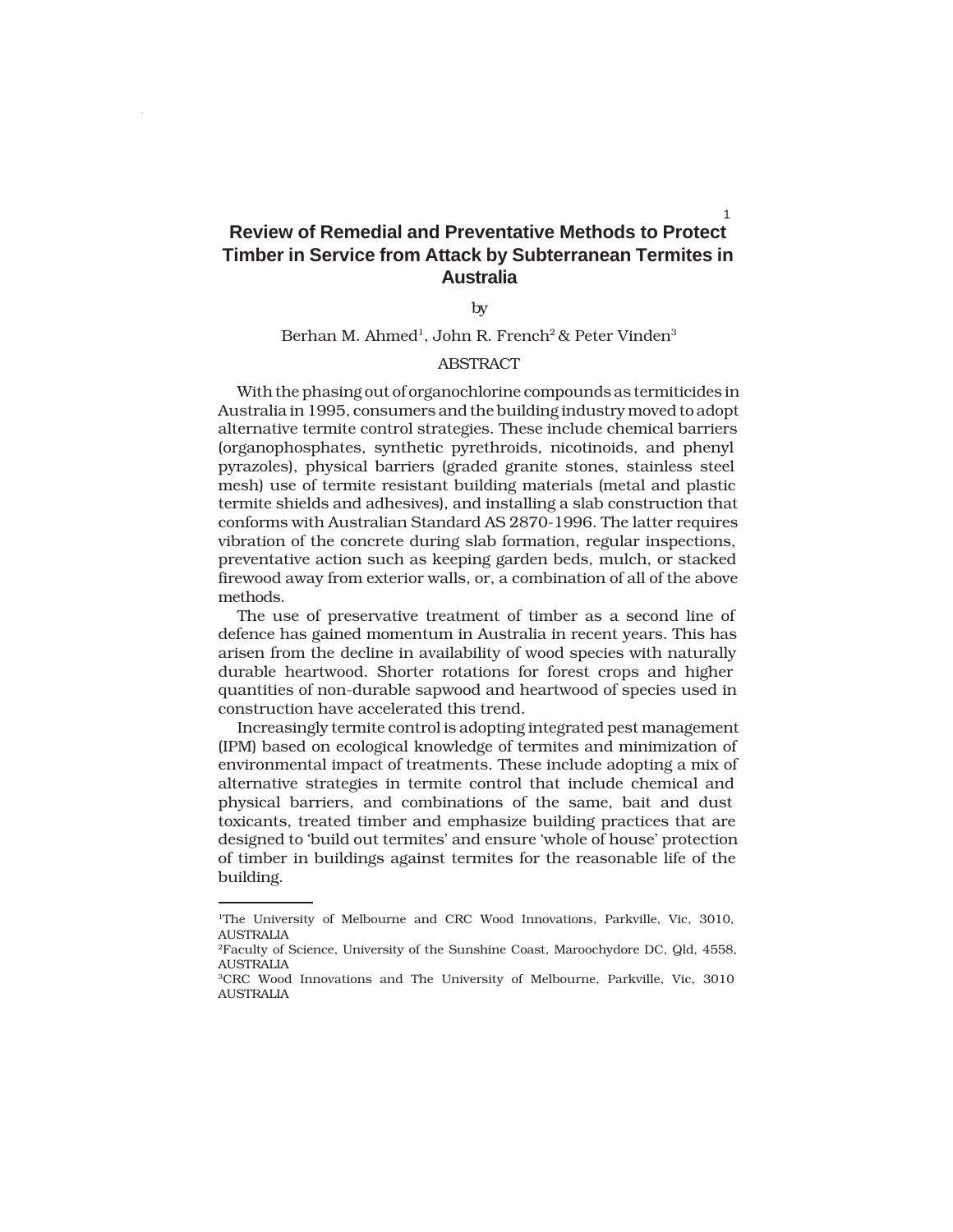# Review of Remedial and Preventative Methods to Protect Timber in Service from Attack by Subterranean Termites in Australia

by

Berhan M. Ahmed[1], John R. French[2] & Peter Vinden[3]

## ABSTRACT

With the phasing out of organochlorine compounds as termiticides in Australia in 1995, consumers and the building industry moved to adopt alternative termite control strategies. These include chemical barriers (organophosphates, synthetic pyrethroids, nicotinoids, and phenyl pyrazoles), physical barriers (graded granite stones, stainless steel mesh) use of termite resistant building materials (metal and plastic termite shields and adhesives), and installing a slab construction that conforms with Australian Standard AS 2870-1996. The latter requires vibration of the concrete during slab formation, regular inspections, preventative action such as keeping garden beds, mulch, or stacked firewood away from exterior walls, or, a combination of all of the above methods.

The use of preservative treatment of timber as a second line of defence has gained momentum in Australia in recent years. This has arisen from the decline in availability of wood species with naturally durable heartwood. Shorter rotations for forest crops and higher quantities of non-durable sapwood and heartwood of species used in construction have accelerated this trend.

Increasingly termite control is adopting integrated pest management (IPM) based on ecological knowledge of termites and minimization of environmental impact of treatments. These include adopting a mix of alternative strategies in termite control that include chemical and physical barriers, and combinations of the same, bait and dust toxicants, treated timber and emphasize building practices that are designed to 'build out termites' and ensure 'whole of house' protection of timber in buildings against termites for the reasonable life of the building.

---

[1]The University of Melbourne and CRC Wood Innovations, Parkville, Vic, 3010, AUSTRALIA

[2]Faculty of Science, University of the Sunshine Coast, Maroochydore DC, Qld, 4558, AUSTRALIA

[3]CRC Wood Innovations and The University of Melbourne, Parkville, Vic, 3010 AUSTRALIA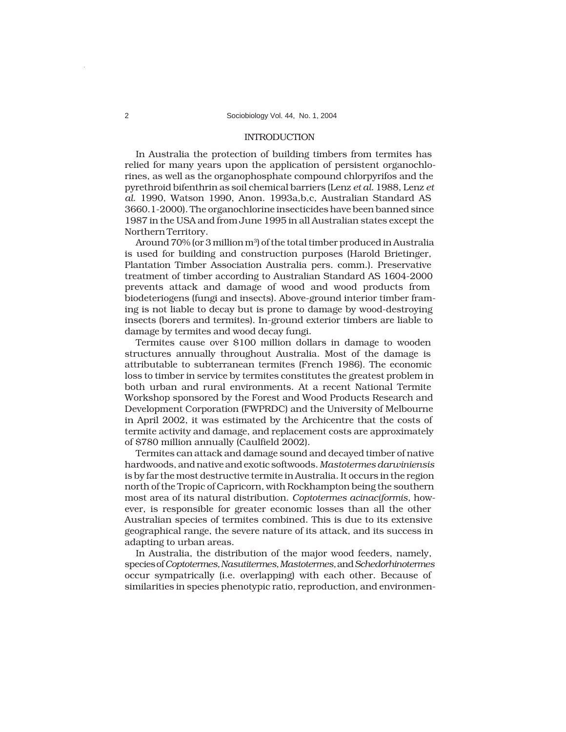## INTRODUCTION

In Australia the protection of building timbers from termites has relied for many years upon the application of persistent organochlorines, as well as the organophosphate compound chlorpyrifos and the pyrethroid bifenthrin as soil chemical barriers (Lenz *et al.* 1988, Lenz *et al.* 1990, Watson 1990, Anon. 1993a,b,c, Australian Standard AS 3660.1-2000). The organochlorine insecticides have been banned since 1987 in the USA and from June 1995 in all Australian states except the Northern Territory.

Around 70% (or 3 million $m^3$) of the total timber produced in Australia is used for building and construction purposes (Harold Brietinger, Plantation Timber Association Australia pers. comm.). Preservative treatment of timber according to Australian Standard AS 1604-2000 prevents attack and damage of wood and wood products from biodeteriogens (fungi and insects). Above-ground interior timber framing is not liable to decay but is prone to damage by wood-destroying insects (borers and termites). In-ground exterior timbers are liable to damage by termites and wood decay fungi.

Termites cause over $100 million dollars in damage to wooden structures annually throughout Australia. Most of the damage is attributable to subterranean termites (French 1986). The economic loss to timber in service by termites constitutes the greatest problem in both urban and rural environments. At a recent National Termite Workshop sponsored by the Forest and Wood Products Research and Development Corporation (FWPRDC) and the University of Melbourne in April 2002, it was estimated by the Archicentre that the costs of termite activity and damage, and replacement costs are approximately of $780 million annually (Caulfield 2002).

Termites can attack and damage sound and decayed timber of native hardwoods, and native and exotic softwoods. *Mastotermes darwiniensis* is by far the most destructive termite in Australia. It occurs in the region north of the Tropic of Capricorn, with Rockhampton being the southern most area of its natural distribution. *Coptotermes acinaciformis*, however, is responsible for greater economic losses than all the other Australian species of termites combined. This is due to its extensive geographical range, the severe nature of its attack, and its success in adapting to urban areas.

In Australia, the distribution of the major wood feeders, namely, species of *Coptotermes, Nasutitermes, Mastotermes,* and *Schedorhinotermes* occur sympatrically (i.e. overlapping) with each other. Because of similarities in species phenotypic ratio, reproduction, and environmen-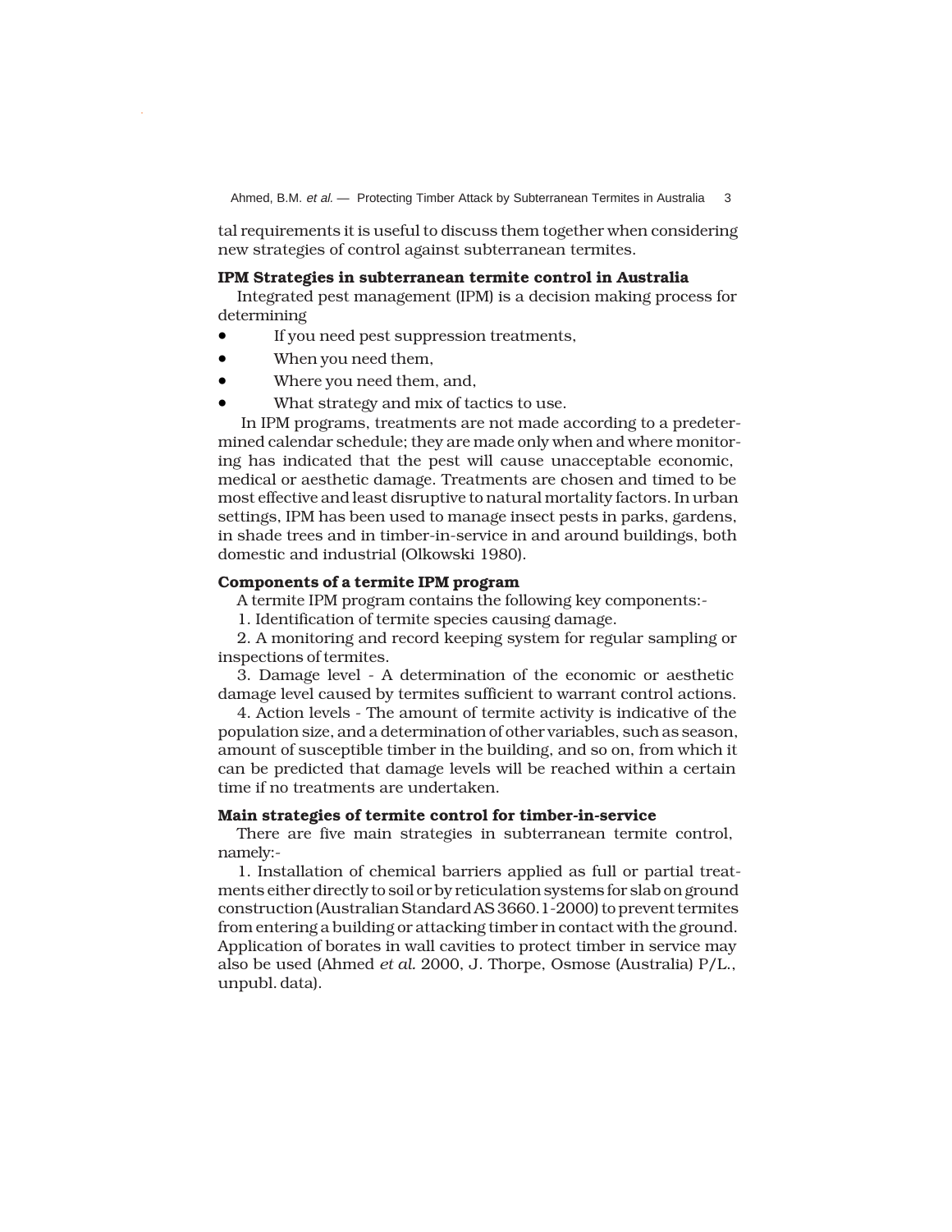tal requirements it is useful to discuss them together when considering new strategies of control against subterranean termites.

**IPM Strategies in subterranean termite control in Australia**

Integrated pest management (IPM) is a decision making process for determining

- If you need pest suppression treatments,
- When you need them,
- Where you need them, and,
- What strategy and mix of tactics to use.

In IPM programs, treatments are not made according to a predetermined calendar schedule; they are made only when and where monitoring has indicated that the pest will cause unacceptable economic, medical or aesthetic damage. Treatments are chosen and timed to be most effective and least disruptive to natural mortality factors. In urban settings, IPM has been used to manage insect pests in parks, gardens, in shade trees and in timber-in-service in and around buildings, both domestic and industrial (Olkowski 1980).

**Components of a termite IPM program**

A termite IPM program contains the following key components:-

1. Identification of termite species causing damage.

2. A monitoring and record keeping system for regular sampling or inspections of termites.

3. Damage level - A determination of the economic or aesthetic damage level caused by termites sufficient to warrant control actions.

4. Action levels - The amount of termite activity is indicative of the population size, and a determination of other variables, such as season, amount of susceptible timber in the building, and so on, from which it can be predicted that damage levels will be reached within a certain time if no treatments are undertaken.

**Main strategies of termite control for timber-in-service**

There are five main strategies in subterranean termite control, namely:-

1. Installation of chemical barriers applied as full or partial treatments either directly to soil or by reticulation systems for slab on ground construction (Australian Standard AS 3660.1-2000) to prevent termites from entering a building or attacking timber in contact with the ground. Application of borates in wall cavities to protect timber in service may also be used (Ahmed *et al.* 2000, J. Thorpe, Osmose (Australia) P/L., unpubl. data).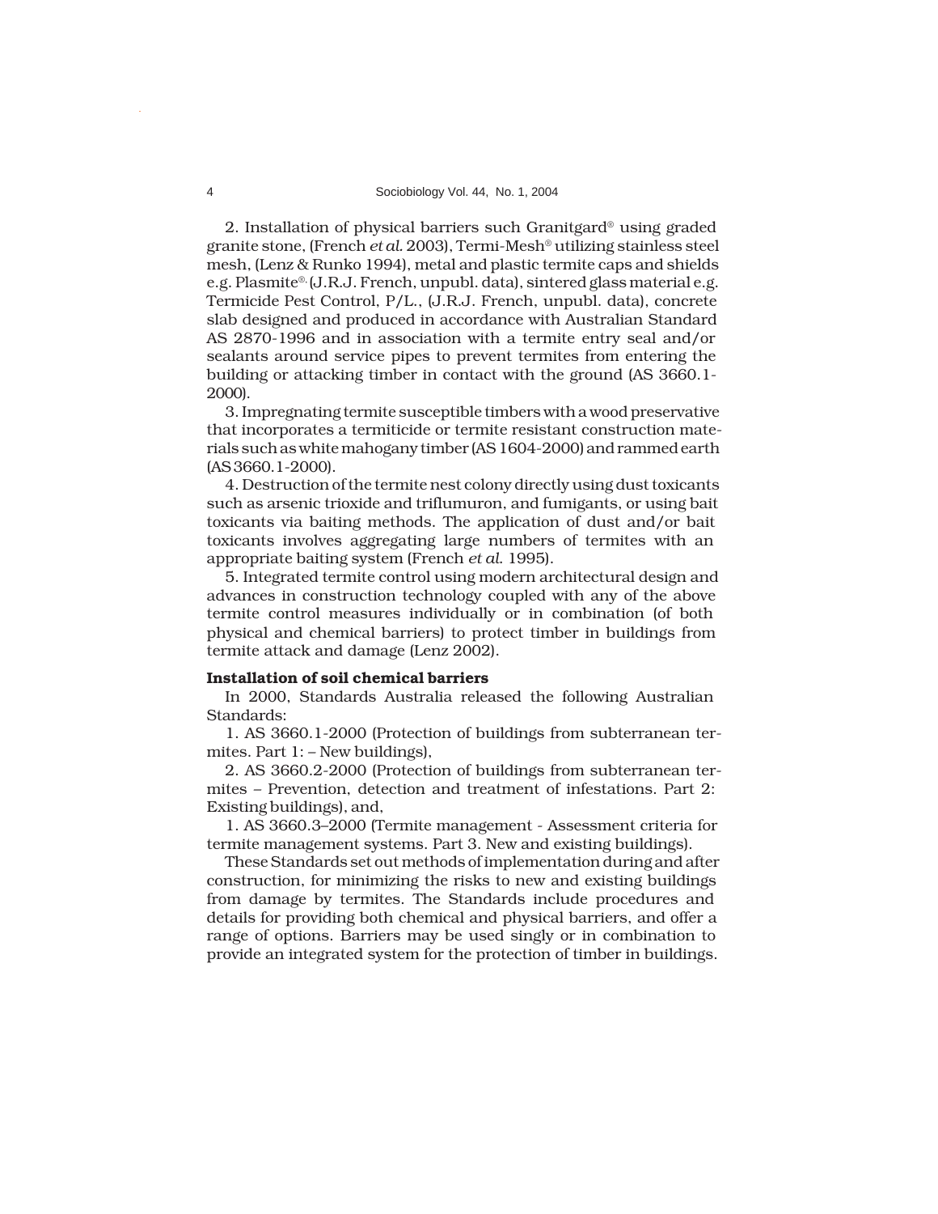2. Installation of physical barriers such Granitgard® using graded granite stone, (French *et al.* 2003), Termi-Mesh® utilizing stainless steel mesh, (Lenz & Runko 1994), metal and plastic termite caps and shields e.g. Plasmite®, (J.R.J. French, unpubl. data), sintered glass material e.g. Termicide Pest Control, P/L., (J.R.J. French, unpubl. data), concrete slab designed and produced in accordance with Australian Standard AS 2870-1996 and in association with a termite entry seal and/or sealants around service pipes to prevent termites from entering the building or attacking timber in contact with the ground (AS 3660.1-2000).

3. Impregnating termite susceptible timbers with a wood preservative that incorporates a termiticide or termite resistant construction materials such as white mahogany timber (AS 1604-2000) and rammed earth (AS 3660.1-2000).

4. Destruction of the termite nest colony directly using dust toxicants such as arsenic trioxide and triflumuron, and fumigants, or using bait toxicants via baiting methods. The application of dust and/or bait toxicants involves aggregating large numbers of termites with an appropriate baiting system (French *et al.* 1995).

5. Integrated termite control using modern architectural design and advances in construction technology coupled with any of the above termite control measures individually or in combination (of both physical and chemical barriers) to protect timber in buildings from termite attack and damage (Lenz 2002).

**Installation of soil chemical barriers**

In 2000, Standards Australia released the following Australian Standards:

1. AS 3660.1-2000 (Protection of buildings from subterranean termites. Part 1: – New buildings),

2. AS 3660.2-2000 (Protection of buildings from subterranean termites – Prevention, detection and treatment of infestations. Part 2: Existing buildings), and,

1. AS 3660.3–2000 (Termite management - Assessment criteria for termite management systems. Part 3. New and existing buildings).

These Standards set out methods of implementation during and after construction, for minimizing the risks to new and existing buildings from damage by termites. The Standards include procedures and details for providing both chemical and physical barriers, and offer a range of options. Barriers may be used singly or in combination to provide an integrated system for the protection of timber in buildings.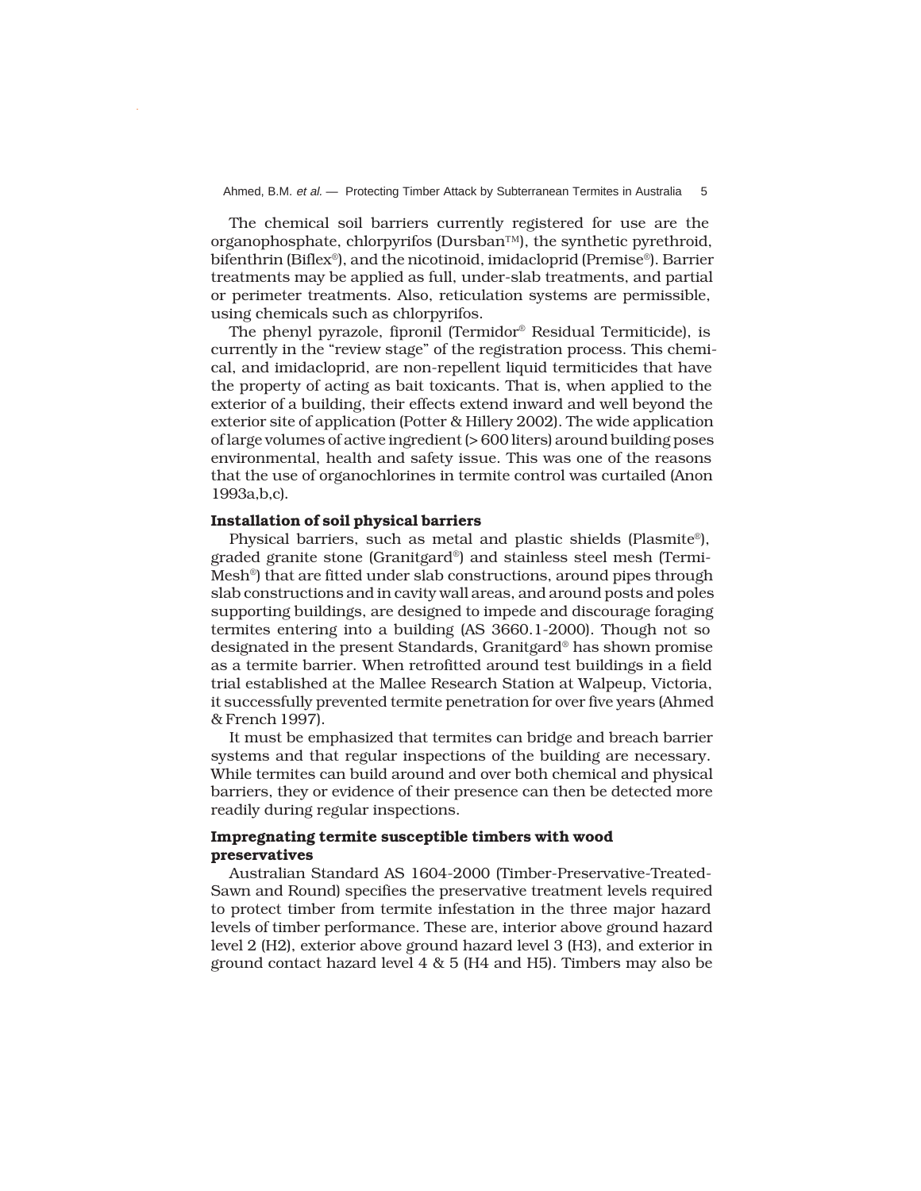The chemical soil barriers currently registered for use are the organophosphate, chlorpyrifos (Dursban™), the synthetic pyrethroid, bifenthrin (Biflex®), and the nicotinoid, imidacloprid (Premise®). Barrier treatments may be applied as full, under-slab treatments, and partial or perimeter treatments. Also, reticulation systems are permissible, using chemicals such as chlorpyrifos.

The phenyl pyrazole, fipronil (Termidor® Residual Termiticide), is currently in the "review stage" of the registration process. This chemical, and imidacloprid, are non-repellent liquid termiticides that have the property of acting as bait toxicants. That is, when applied to the exterior of a building, their effects extend inward and well beyond the exterior site of application (Potter & Hillery 2002). The wide application of large volumes of active ingredient (> 600 liters) around building poses environmental, health and safety issue. This was one of the reasons that the use of organochlorines in termite control was curtailed (Anon 1993a,b,c).

**Installation of soil physical barriers**

Physical barriers, such as metal and plastic shields (Plasmite®), graded granite stone (Granitgard®) and stainless steel mesh (Termi-Mesh®) that are fitted under slab constructions, around pipes through slab constructions and in cavity wall areas, and around posts and poles supporting buildings, are designed to impede and discourage foraging termites entering into a building (AS 3660.1-2000). Though not so designated in the present Standards, Granitgard® has shown promise as a termite barrier. When retrofitted around test buildings in a field trial established at the Mallee Research Station at Walpeup, Victoria, it successfully prevented termite penetration for over five years (Ahmed & French 1997).

It must be emphasized that termites can bridge and breach barrier systems and that regular inspections of the building are necessary. While termites can build around and over both chemical and physical barriers, they or evidence of their presence can then be detected more readily during regular inspections.

**Impregnating termite susceptible timbers with wood preservatives**

Australian Standard AS 1604-2000 (Timber-Preservative-Treated-Sawn and Round) specifies the preservative treatment levels required to protect timber from termite infestation in the three major hazard levels of timber performance. These are, interior above ground hazard level 2 (H2), exterior above ground hazard level 3 (H3), and exterior in ground contact hazard level 4 & 5 (H4 and H5). Timbers may also be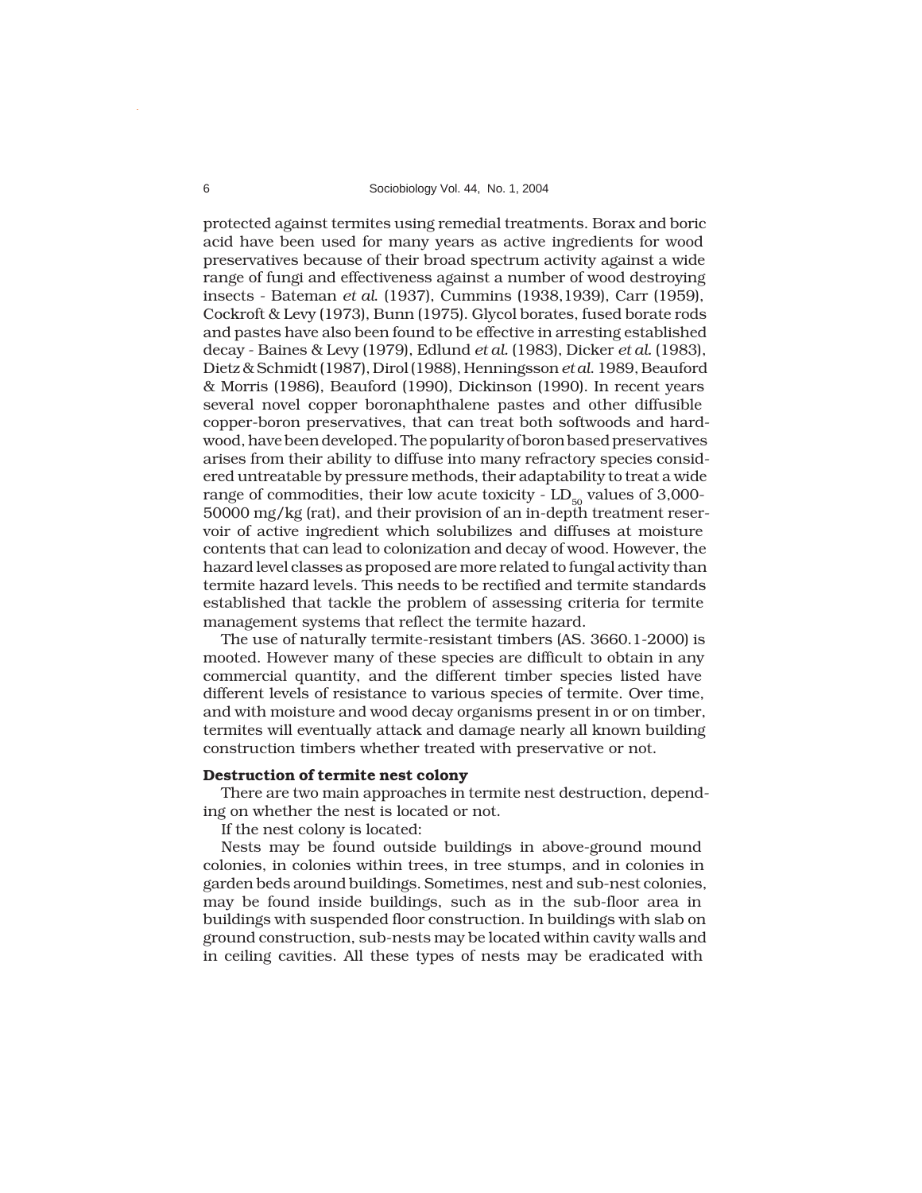protected against termites using remedial treatments. Borax and boric acid have been used for many years as active ingredients for wood preservatives because of their broad spectrum activity against a wide range of fungi and effectiveness against a number of wood destroying insects - Bateman *et al.* (1937), Cummins (1938,1939), Carr (1959), Cockroft & Levy (1973), Bunn (1975). Glycol borates, fused borate rods and pastes have also been found to be effective in arresting established decay - Baines & Levy (1979), Edlund *et al.* (1983), Dicker *et al.* (1983), Dietz & Schmidt (1987), Dirol (1988), Henningsson *et al.* 1989, Beauford & Morris (1986), Beauford (1990), Dickinson (1990). In recent years several novel copper boronaphthalene pastes and other diffusible copper-boron preservatives, that can treat both softwoods and hardwood, have been developed. The popularity of boron based preservatives arises from their ability to diffuse into many refractory species considered untreatable by pressure methods, their adaptability to treat a wide range of commodities, their low acute toxicity - $LD_{50}$ values of 3,000-50000 mg/kg (rat), and their provision of an in-depth treatment reservoir of active ingredient which solubilizes and diffuses at moisture contents that can lead to colonization and decay of wood. However, the hazard level classes as proposed are more related to fungal activity than termite hazard levels. This needs to be rectified and termite standards established that tackle the problem of assessing criteria for termite management systems that reflect the termite hazard.

The use of naturally termite-resistant timbers (AS. 3660.1-2000) is mooted. However many of these species are difficult to obtain in any commercial quantity, and the different timber species listed have different levels of resistance to various species of termite. Over time, and with moisture and wood decay organisms present in or on timber, termites will eventually attack and damage nearly all known building construction timbers whether treated with preservative or not.

**Destruction of termite nest colony**

There are two main approaches in termite nest destruction, depending on whether the nest is located or not.

If the nest colony is located:

Nests may be found outside buildings in above-ground mound colonies, in colonies within trees, in tree stumps, and in colonies in garden beds around buildings. Sometimes, nest and sub-nest colonies, may be found inside buildings, such as in the sub-floor area in buildings with suspended floor construction. In buildings with slab on ground construction, sub-nests may be located within cavity walls and in ceiling cavities. All these types of nests may be eradicated with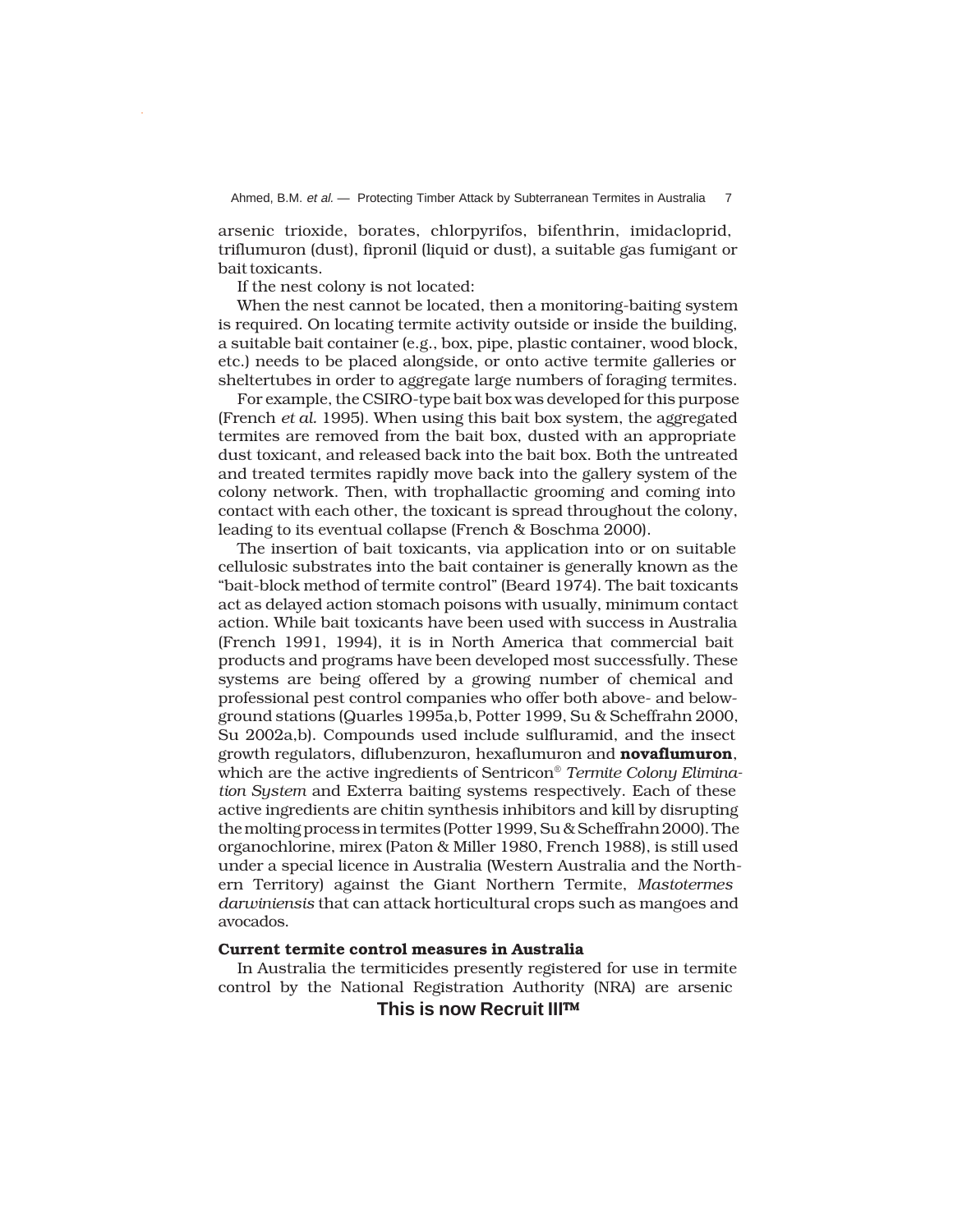arsenic trioxide, borates, chlorpyrifos, bifenthrin, imidacloprid, triflumuron (dust), fipronil (liquid or dust), a suitable gas fumigant or bait toxicants.

If the nest colony is not located:

When the nest cannot be located, then a monitoring-baiting system is required. On locating termite activity outside or inside the building, a suitable bait container (e.g., box, pipe, plastic container, wood block, etc.) needs to be placed alongside, or onto active termite galleries or sheltertubes in order to aggregate large numbers of foraging termites.

For example, the CSIRO-type bait box was developed for this purpose (French *et al.* 1995). When using this bait box system, the aggregated termites are removed from the bait box, dusted with an appropriate dust toxicant, and released back into the bait box. Both the untreated and treated termites rapidly move back into the gallery system of the colony network. Then, with trophallactic grooming and coming into contact with each other, the toxicant is spread throughout the colony, leading to its eventual collapse (French & Boschma 2000).

The insertion of bait toxicants, via application into or on suitable cellulosic substrates into the bait container is generally known as the "bait-block method of termite control" (Beard 1974). The bait toxicants act as delayed action stomach poisons with usually, minimum contact action. While bait toxicants have been used with success in Australia (French 1991, 1994), it is in North America that commercial bait products and programs have been developed most successfully. These systems are being offered by a growing number of chemical and professional pest control companies who offer both above- and below-ground stations (Quarles 1995a,b, Potter 1999, Su & Scheffrahn 2000, Su 2002a,b). Compounds used include sulfluramid, and the insect growth regulators, diflubenzuron, hexaflumuron and **novaflumuron**, which are the active ingredients of Sentricon® *Termite Colony Elimination System* and Exterra baiting systems respectively. Each of these active ingredients are chitin synthesis inhibitors and kill by disrupting the molting process in termites (Potter 1999, Su & Scheffrahn 2000). The organochlorine, mirex (Paton & Miller 1980, French 1988), is still used under a special licence in Australia (Western Australia and the Northern Territory) against the Giant Northern Termite, *Mastotermes darwiniensis* that can attack horticultural crops such as mangoes and avocados.

**Current termite control measures in Australia**

In Australia the termiticides presently registered for use in termite control by the National Registration Authority (NRA) are arsenic

**This is now Recruit III™**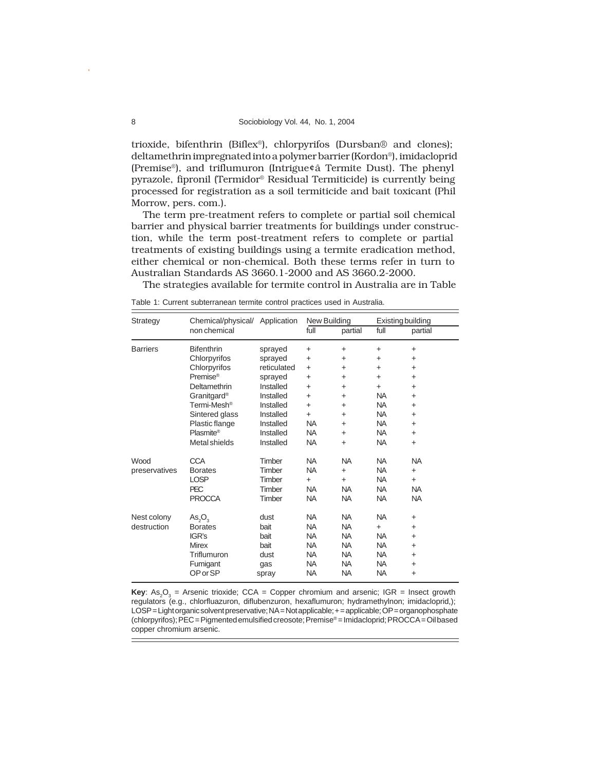trioxide, bifenthrin (Biflex®), chlorpyrifos (Dursban® and clones); deltamethrin impregnated into a polymer barrier (Kordon®), imidacloprid (Premise®), and triflumuron (Intrigue¢â Termite Dust). The phenyl pyrazole, fipronil (Termidor® Residual Termiticide) is currently being processed for registration as a soil termiticide and bait toxicant (Phil Morrow, pers. com.).

The term pre-treatment refers to complete or partial soil chemical barrier and physical barrier treatments for buildings under construction, while the term post-treatment refers to complete or partial treatments of existing buildings using a termite eradication method, either chemical or non-chemical. Both these terms refer in turn to Australian Standards AS 3660.1-2000 and AS 3660.2-2000.

The strategies available for termite control in Australia are in Table

Table 1: Current subterranean termite control practices used in Australia.

| Strategy | Chemical/physical/ non chemical | Application | New Building | | Existing building | |
|---|---|---|---|---|---|---|
| | | | full | partial | full | partial |
| Barriers | Bifenthrin | sprayed | + | + | + | + |
| | Chlorpyrifos | sprayed | + | + | + | + |
| | Chlorpyrifos | reticulated | + | + | + | + |
| | Premise® | sprayed | + | + | + | + |
| | Deltamethrin | Installed | + | + | + | + |
| | Granitgard® | Installed | + | + | NA | + |
| | Termi-Mesh® | Installed | + | + | NA | + |
| | Sintered glass | Installed | + | + | NA | + |
| | Plastic flange | Installed | NA | + | NA | + |
| | Plasmite® | Installed | NA | + | NA | + |
| | Metal shields | Installed | NA | + | NA | + |
| Wood preservatives | CCA | Timber | NA | NA | NA | NA |
| | Borates | Timber | NA | + | NA | + |
| | LOSP | Timber | + | + | NA | + |
| | PEC | Timber | NA | NA | NA | NA |
| | PROCCA | Timber | NA | NA | NA | NA |
| Nest colony destruction | $As_2O_3$ | dust | NA | NA | NA | + |
| | Borates | bait | NA | NA | + | + |
| | IGR's | bait | NA | NA | NA | + |
| | Mirex | bait | NA | NA | NA | + |
| | Triflumuron | dust | NA | NA | NA | + |
| | Fumigant | gas | NA | NA | NA | + |
| | OP or SP | spray | NA | NA | NA | + |

**Key**: $As_2O_3$ = Arsenic trioxide; CCA = Copper chromium and arsenic; IGR = Insect growth regulators (e.g., chlorfluazuron, diflubenzuron, hexaflumuron; hydramethylnon; imidacloprid,); LOSP = Light organic solvent preservative; NA = Not applicable; + = applicable; OP = organophosphate (chlorpyrifos); PEC = Pigmented emulsified creosote; Premise® = Imidacloprid; PROCCA = Oil based copper chromium arsenic.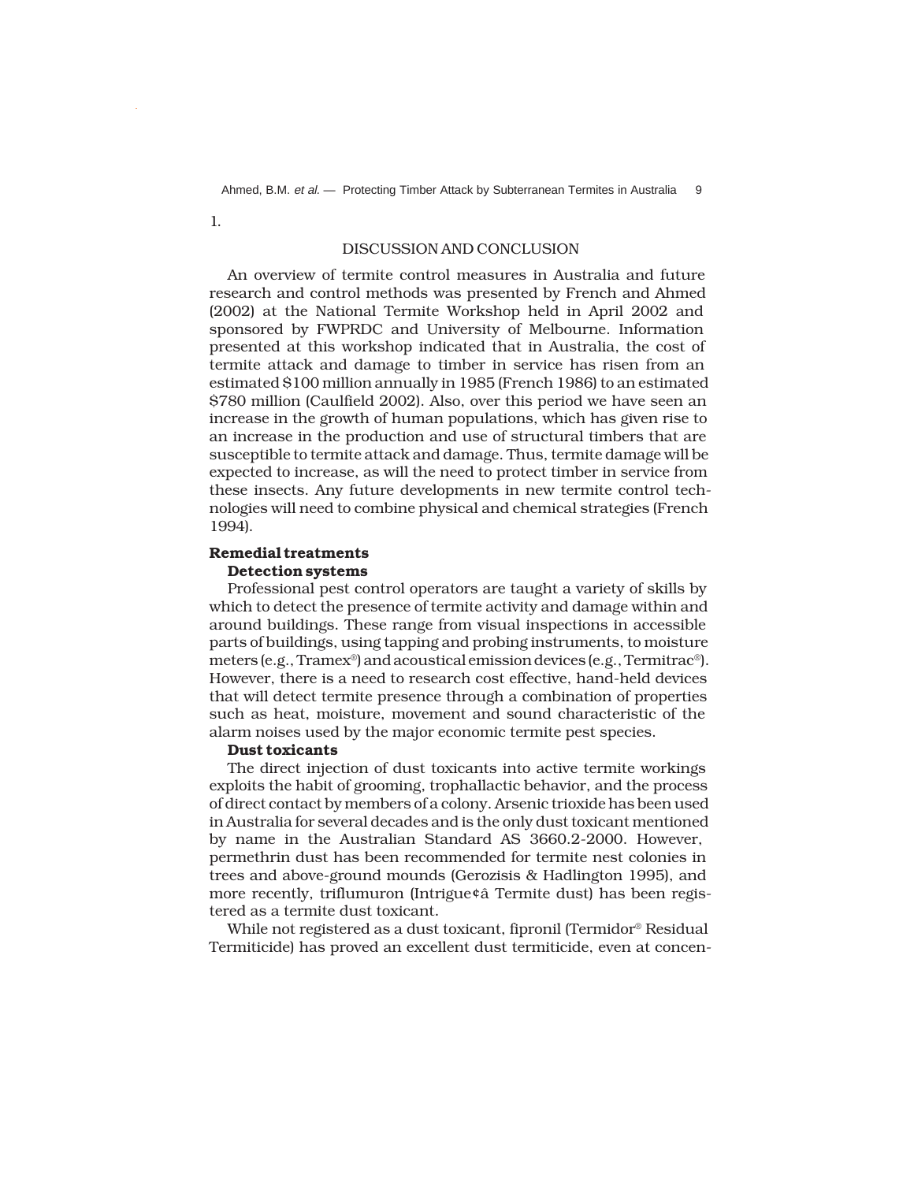1.

## DISCUSSION AND CONCLUSION

An overview of termite control measures in Australia and future research and control methods was presented by French and Ahmed (2002) at the National Termite Workshop held in April 2002 and sponsored by FWPRDC and University of Melbourne. Information presented at this workshop indicated that in Australia, the cost of termite attack and damage to timber in service has risen from an estimated $100 million annually in 1985 (French 1986) to an estimated $780 million (Caulfield 2002). Also, over this period we have seen an increase in the growth of human populations, which has given rise to an increase in the production and use of structural timbers that are susceptible to termite attack and damage. Thus, termite damage will be expected to increase, as will the need to protect timber in service from these insects. Any future developments in new termite control technologies will need to combine physical and chemical strategies (French 1994).

### Remedial treatments

#### Detection systems

Professional pest control operators are taught a variety of skills by which to detect the presence of termite activity and damage within and around buildings. These range from visual inspections in accessible parts of buildings, using tapping and probing instruments, to moisture meters (e.g., Tramex®) and acoustical emission devices (e.g., Termitrac®). However, there is a need to research cost effective, hand-held devices that will detect termite presence through a combination of properties such as heat, moisture, movement and sound characteristic of the alarm noises used by the major economic termite pest species.

#### Dust toxicants

The direct injection of dust toxicants into active termite workings exploits the habit of grooming, trophallactic behavior, and the process of direct contact by members of a colony. Arsenic trioxide has been used in Australia for several decades and is the only dust toxicant mentioned by name in the Australian Standard AS 3660.2-2000. However, permethrin dust has been recommended for termite nest colonies in trees and above-ground mounds (Gerozisis & Hadlington 1995), and more recently, triflumuron (Intrigue¢â Termite dust) has been registered as a termite dust toxicant.

While not registered as a dust toxicant, fipronil (Termidor® Residual Termiticide) has proved an excellent dust termiticide, even at concen-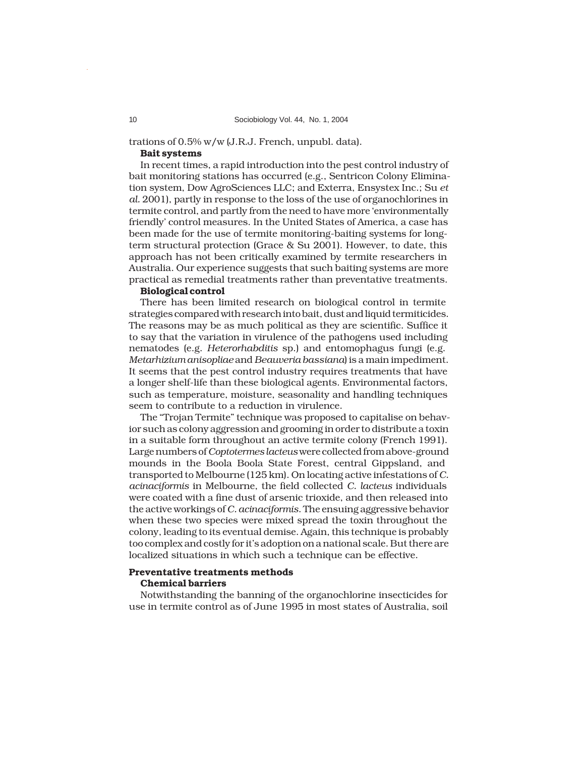trations of 0.5% w/w (J.R.J. French, unpubl. data).

**Bait systems**

In recent times, a rapid introduction into the pest control industry of bait monitoring stations has occurred (e.g., Sentricon Colony Elimination system, Dow AgroSciences LLC; and Exterra, Ensystex Inc.; Su *et al.* 2001), partly in response to the loss of the use of organochlorines in termite control, and partly from the need to have more 'environmentally friendly' control measures. In the United States of America, a case has been made for the use of termite monitoring-baiting systems for long-term structural protection (Grace & Su 2001). However, to date, this approach has not been critically examined by termite researchers in Australia. Our experience suggests that such baiting systems are more practical as remedial treatments rather than preventative treatments.

**Biological control**

There has been limited research on biological control in termite strategies compared with research into bait, dust and liquid termiticides. The reasons may be as much political as they are scientific. Suffice it to say that the variation in virulence of the pathogens used including nematodes (e.g. *Heterorhabditis* sp.) and entomophagus fungi (e.g. *Metarhizium anisopliae* and *Beauveria bassiana*) is a main impediment. It seems that the pest control industry requires treatments that have a longer shelf-life than these biological agents. Environmental factors, such as temperature, moisture, seasonality and handling techniques seem to contribute to a reduction in virulence.

The "Trojan Termite" technique was proposed to capitalise on behavior such as colony aggression and grooming in order to distribute a toxin in a suitable form throughout an active termite colony (French 1991). Large numbers of *Coptotermes lacteus* were collected from above-ground mounds in the Boola Boola State Forest, central Gippsland, and transported to Melbourne (125 km). On locating active infestations of *C. acinaciformis* in Melbourne, the field collected *C. lacteus* individuals were coated with a fine dust of arsenic trioxide, and then released into the active workings of *C. acinaciformis*. The ensuing aggressive behavior when these two species were mixed spread the toxin throughout the colony, leading to its eventual demise. Again, this technique is probably too complex and costly for it's adoption on a national scale. But there are localized situations in which such a technique can be effective.

## Preventative treatments methods

**Chemical barriers**

Notwithstanding the banning of the organochlorine insecticides for use in termite control as of June 1995 in most states of Australia, soil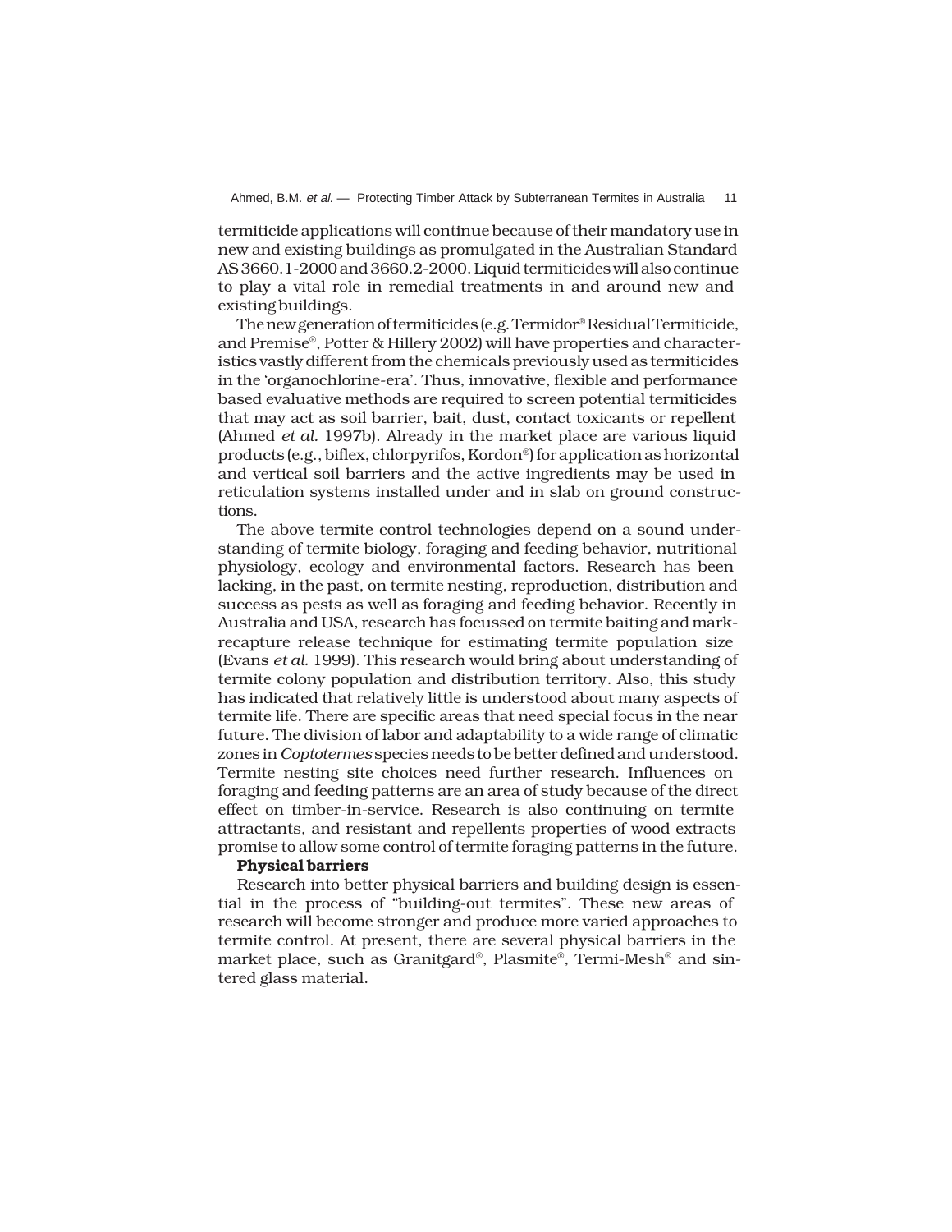termiticide applications will continue because of their mandatory use in new and existing buildings as promulgated in the Australian Standard AS 3660.1-2000 and 3660.2-2000. Liquid termiticides will also continue to play a vital role in remedial treatments in and around new and existing buildings.

The new generation of termiticides (e.g. Termidor® Residual Termiticide, and Premise®, Potter & Hillery 2002) will have properties and characteristics vastly different from the chemicals previously used as termiticides in the 'organochlorine-era'. Thus, innovative, flexible and performance based evaluative methods are required to screen potential termiticides that may act as soil barrier, bait, dust, contact toxicants or repellent (Ahmed *et al.* 1997b). Already in the market place are various liquid products (e.g., biflex, chlorpyrifos, Kordon®) for application as horizontal and vertical soil barriers and the active ingredients may be used in reticulation systems installed under and in slab on ground constructions.

The above termite control technologies depend on a sound understanding of termite biology, foraging and feeding behavior, nutritional physiology, ecology and environmental factors. Research has been lacking, in the past, on termite nesting, reproduction, distribution and success as pests as well as foraging and feeding behavior. Recently in Australia and USA, research has focussed on termite baiting and mark-recapture release technique for estimating termite population size (Evans *et al.* 1999). This research would bring about understanding of termite colony population and distribution territory. Also, this study has indicated that relatively little is understood about many aspects of termite life. There are specific areas that need special focus in the near future. The division of labor and adaptability to a wide range of climatic zones in *Coptotermes* species needs to be better defined and understood. Termite nesting site choices need further research. Influences on foraging and feeding patterns are an area of study because of the direct effect on timber-in-service. Research is also continuing on termite attractants, and resistant and repellents properties of wood extracts promise to allow some control of termite foraging patterns in the future.

**Physical barriers**

Research into better physical barriers and building design is essential in the process of "building-out termites". These new areas of research will become stronger and produce more varied approaches to termite control. At present, there are several physical barriers in the market place, such as Granitgard®, Plasmite®, Termi-Mesh® and sintered glass material.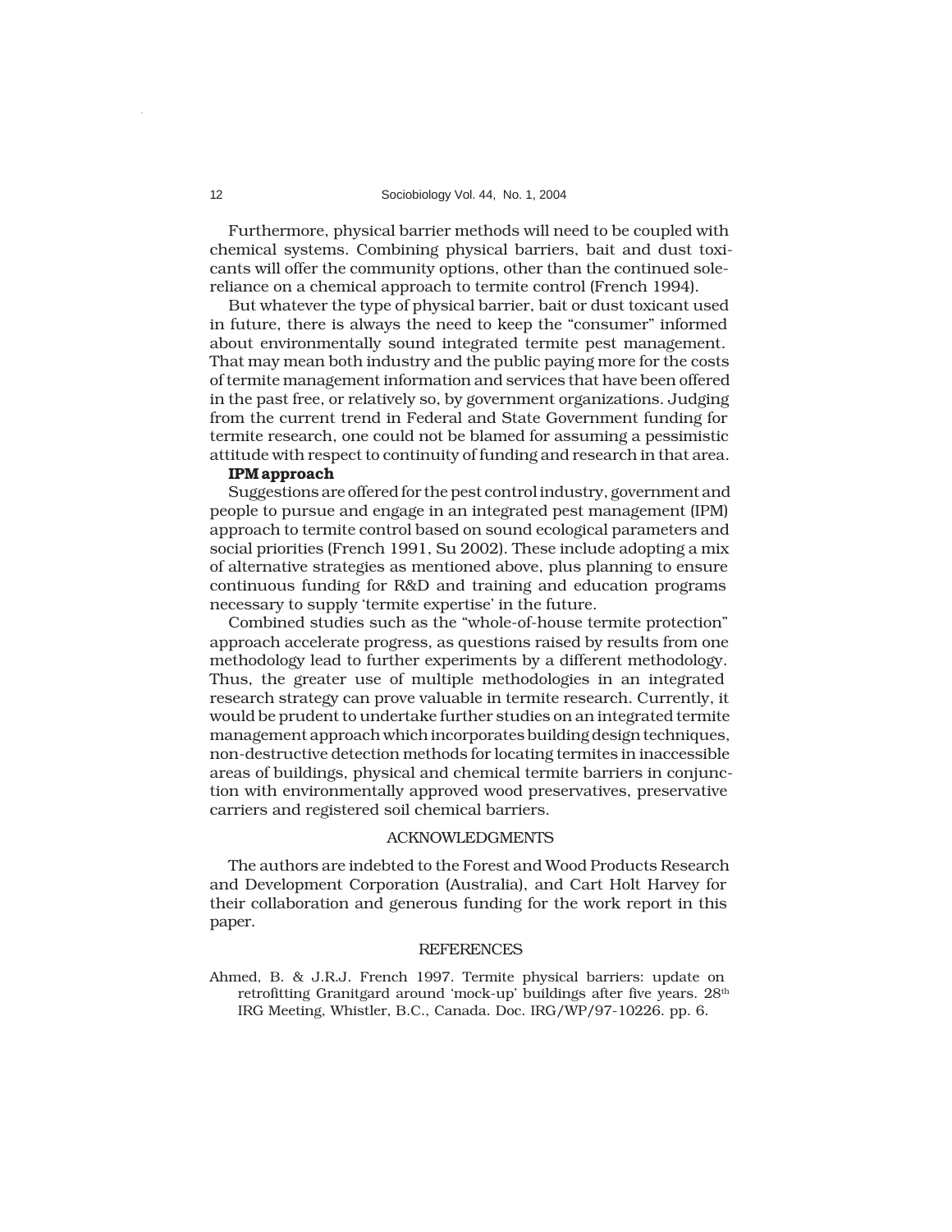Furthermore, physical barrier methods will need to be coupled with chemical systems. Combining physical barriers, bait and dust toxicants will offer the community options, other than the continued sole-reliance on a chemical approach to termite control (French 1994).

But whatever the type of physical barrier, bait or dust toxicant used in future, there is always the need to keep the "consumer" informed about environmentally sound integrated termite pest management. That may mean both industry and the public paying more for the costs of termite management information and services that have been offered in the past free, or relatively so, by government organizations. Judging from the current trend in Federal and State Government funding for termite research, one could not be blamed for assuming a pessimistic attitude with respect to continuity of funding and research in that area.

**IPM approach**

Suggestions are offered for the pest control industry, government and people to pursue and engage in an integrated pest management (IPM) approach to termite control based on sound ecological parameters and social priorities (French 1991, Su 2002). These include adopting a mix of alternative strategies as mentioned above, plus planning to ensure continuous funding for R&D and training and education programs necessary to supply 'termite expertise' in the future.

Combined studies such as the "whole-of-house termite protection" approach accelerate progress, as questions raised by results from one methodology lead to further experiments by a different methodology. Thus, the greater use of multiple methodologies in an integrated research strategy can prove valuable in termite research. Currently, it would be prudent to undertake further studies on an integrated termite management approach which incorporates building design techniques, non-destructive detection methods for locating termites in inaccessible areas of buildings, physical and chemical termite barriers in conjunction with environmentally approved wood preservatives, preservative carriers and registered soil chemical barriers.

## ACKNOWLEDGMENTS

The authors are indebted to the Forest and Wood Products Research and Development Corporation (Australia), and Cart Holt Harvey for their collaboration and generous funding for the work report in this paper.

## REFERENCES

Ahmed, B. & J.R.J. French 1997. Termite physical barriers: update on retrofitting Granitgard around 'mock-up' buildings after five years. 28th IRG Meeting, Whistler, B.C., Canada. Doc. IRG/WP/97-10226. pp. 6.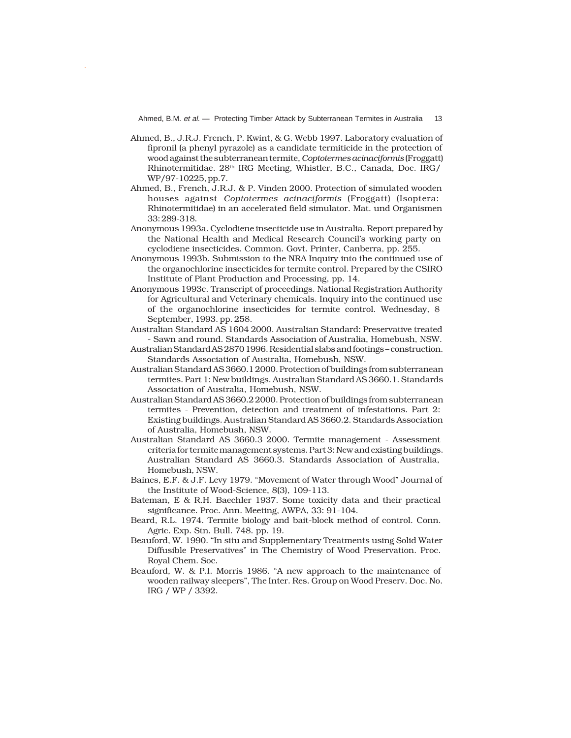Ahmed, B., J.R.J. French, P. Kwint, & G. Webb 1997. Laboratory evaluation of fipronil (a phenyl pyrazole) as a candidate termiticide in the protection of wood against the subterranean termite, *Coptotermes acinaciformis* (Froggatt) Rhinotermitidae. 28th IRG Meeting, Whistler, B.C., Canada, Doc. IRG/WP/97-10225, pp.7.

Ahmed, B., French, J.R.J. & P. Vinden 2000. Protection of simulated wooden houses against *Coptotermes acinaciformis* (Froggatt) (Isoptera: Rhinotermitidae) in an accelerated field simulator. Mat. und Organismen 33: 289-318.

Anonymous 1993a. Cyclodiene insecticide use in Australia. Report prepared by the National Health and Medical Research Council's working party on cyclodiene insecticides. Common. Govt. Printer, Canberra, pp. 255.

Anonymous 1993b. Submission to the NRA Inquiry into the continued use of the organochlorine insecticides for termite control. Prepared by the CSIRO Institute of Plant Production and Processing, pp. 14.

Anonymous 1993c. Transcript of proceedings. National Registration Authority for Agricultural and Veterinary chemicals. Inquiry into the continued use of the organochlorine insecticides for termite control. Wednesday, 8 September, 1993. pp. 258.

Australian Standard AS 1604 2000. Australian Standard: Preservative treated - Sawn and round. Standards Association of Australia, Homebush, NSW.

Australian Standard AS 2870 1996. Residential slabs and footings – construction. Standards Association of Australia, Homebush, NSW.

Australian Standard AS 3660.1 2000. Protection of buildings from subterranean termites. Part 1: New buildings. Australian Standard AS 3660.1. Standards Association of Australia, Homebush, NSW.

Australian Standard AS 3660.2 2000. Protection of buildings from subterranean termites - Prevention, detection and treatment of infestations. Part 2: Existing buildings. Australian Standard AS 3660.2. Standards Association of Australia, Homebush, NSW.

Australian Standard AS 3660.3 2000. Termite management - Assessment criteria for termite management systems. Part 3: New and existing buildings. Australian Standard AS 3660.3. Standards Association of Australia, Homebush, NSW.

Baines, E.F. & J.F. Levy 1979. "Movement of Water through Wood" Journal of the Institute of Wood-Science, 8(3), 109-113.

Bateman, E & R.H. Baechler 1937. Some toxicity data and their practical significance. Proc. Ann. Meeting, AWPA, 33: 91-104.

Beard, R.L. 1974. Termite biology and bait-block method of control. Conn. Agric. Exp. Stn. Bull. 748. pp. 19.

Beauford, W. 1990. "In situ and Supplementary Treatments using Solid Water Diffusible Preservatives" in The Chemistry of Wood Preservation. Proc. Royal Chem. Soc.

Beauford, W. & P.I. Morris 1986. "A new approach to the maintenance of wooden railway sleepers", The Inter. Res. Group on Wood Preserv. Doc. No. IRG / WP / 3392.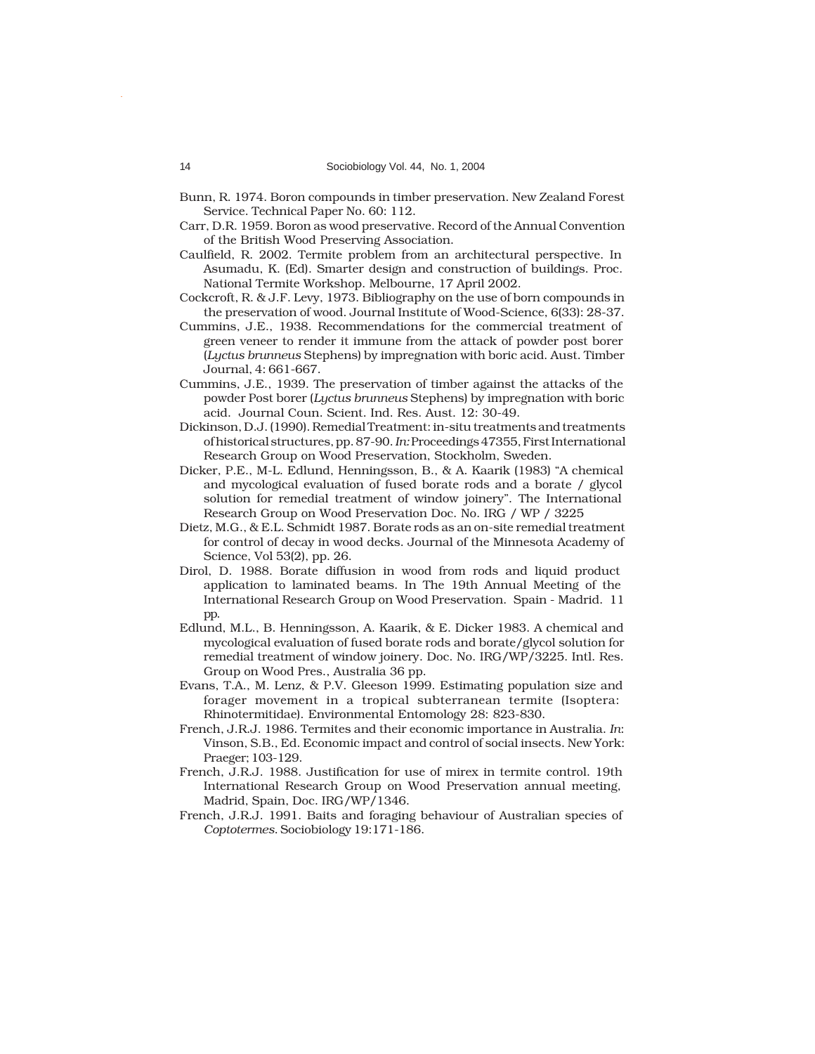Bunn, R. 1974. Boron compounds in timber preservation. New Zealand Forest Service. Technical Paper No. 60: 112.

Carr, D.R. 1959. Boron as wood preservative. Record of the Annual Convention of the British Wood Preserving Association.

Caulfield, R. 2002. Termite problem from an architectural perspective. In Asumadu, K. (Ed). Smarter design and construction of buildings. Proc. National Termite Workshop. Melbourne, 17 April 2002.

Cockcroft, R. & J.F. Levy, 1973. Bibliography on the use of born compounds in the preservation of wood. Journal Institute of Wood-Science, 6(33): 28-37.

Cummins, J.E., 1938. Recommendations for the commercial treatment of green veneer to render it immune from the attack of powder post borer (*Lyctus brunneus* Stephens) by impregnation with boric acid. Aust. Timber Journal, 4: 661-667.

Cummins, J.E., 1939. The preservation of timber against the attacks of the powder Post borer (*Lyctus brunneus* Stephens) by impregnation with boric acid. Journal Coun. Scient. Ind. Res. Aust. 12: 30-49.

Dickinson, D.J. (1990). Remedial Treatment: in-situ treatments and treatments of historical structures, pp. 87-90. *In:* Proceedings 47355, First International Research Group on Wood Preservation, Stockholm, Sweden.

Dicker, P.E., M-L. Edlund, Henningsson, B., & A. Kaarik (1983) "A chemical and mycological evaluation of fused borate rods and a borate / glycol solution for remedial treatment of window joinery". The International Research Group on Wood Preservation Doc. No. IRG / WP / 3225

Dietz, M.G., & E.L. Schmidt 1987. Borate rods as an on-site remedial treatment for control of decay in wood decks. Journal of the Minnesota Academy of Science, Vol 53(2), pp. 26.

Dirol, D. 1988. Borate diffusion in wood from rods and liquid product application to laminated beams. In The 19th Annual Meeting of the International Research Group on Wood Preservation. Spain - Madrid. 11 pp.

Edlund, M.L., B. Henningsson, A. Kaarik, & E. Dicker 1983. A chemical and mycological evaluation of fused borate rods and borate/glycol solution for remedial treatment of window joinery. Doc. No. IRG/WP/3225. Intl. Res. Group on Wood Pres., Australia 36 pp.

Evans, T.A., M. Lenz, & P.V. Gleeson 1999. Estimating population size and forager movement in a tropical subterranean termite (Isoptera: Rhinotermitidae). Environmental Entomology 28: 823-830.

French, J.R.J. 1986. Termites and their economic importance in Australia. *In*: Vinson, S.B., Ed. Economic impact and control of social insects. New York: Praeger; 103-129.

French, J.R.J. 1988. Justification for use of mirex in termite control. 19th International Research Group on Wood Preservation annual meeting, Madrid, Spain, Doc. IRG/WP/1346.

French, J.R.J. 1991. Baits and foraging behaviour of Australian species of *Coptotermes*. Sociobiology 19:171-186.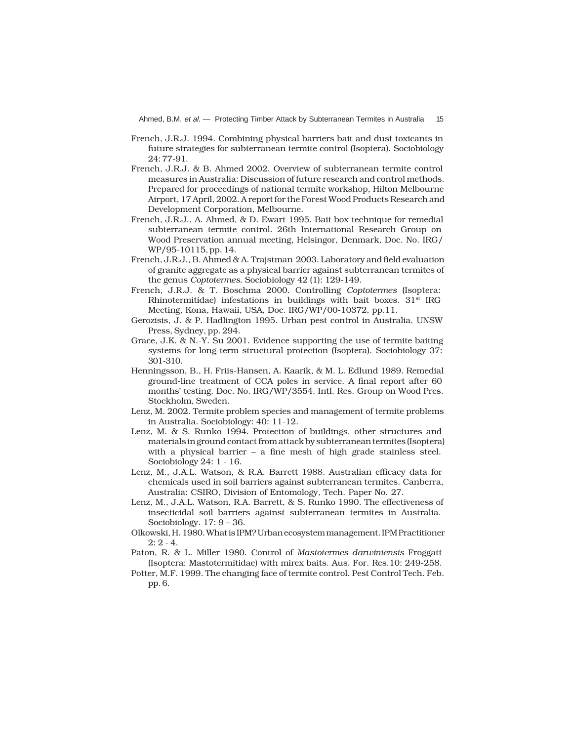French, J.R.J. 1994. Combining physical barriers bait and dust toxicants in future strategies for subterranean termite control (Isoptera). Sociobiology 24: 77-91.

French, J.R.J. & B. Ahmed 2002. Overview of subterranean termite control measures in Australia: Discussion of future research and control methods. Prepared for proceedings of national termite workshop, Hilton Melbourne Airport, 17 April, 2002. A report for the Forest Wood Products Research and Development Corporation, Melbourne.

French, J.R.J., A. Ahmed, & D. Ewart 1995. Bait box technique for remedial subterranean termite control. 26th International Research Group on Wood Preservation annual meeting, Helsingor, Denmark, Doc. No. IRG/WP/95-10115, pp. 14.

French, J.R.J., B. Ahmed & A. Trajstman 2003. Laboratory and field evaluation of granite aggregate as a physical barrier against subterranean termites of the genus *Coptotermes*. Sociobiology 42 (1): 129-149.

French, J.R.J. & T. Boschma 2000. Controlling *Coptotermes* (Isoptera: Rhinotermitidae) infestations in buildings with bait boxes. 31st IRG Meeting, Kona, Hawaii, USA, Doc. IRG/WP/00-10372, pp.11.

Gerozisis, J. & P. Hadlington 1995. Urban pest control in Australia. UNSW Press, Sydney, pp. 294.

Grace, J.K. & N.-Y. Su 2001. Evidence supporting the use of termite baiting systems for long-term structural protection (Isoptera). Sociobiology 37: 301-310.

Henningsson, B., H. Friis-Hansen, A. Kaarik, & M. L. Edlund 1989. Remedial ground-line treatment of CCA poles in service. A final report after 60 months' testing. Doc. No. IRG/WP/3554. Intl. Res. Group on Wood Pres. Stockholm, Sweden.

Lenz, M. 2002. Termite problem species and management of termite problems in Australia. Sociobiology: 40: 11-12.

Lenz, M. & S. Runko 1994. Protection of buildings, other structures and materials in ground contact from attack by subterranean termites (Isoptera) with a physical barrier – a fine mesh of high grade stainless steel. Sociobiology 24: 1 - 16.

Lenz, M., J.A.L. Watson, & R.A. Barrett 1988. Australian efficacy data for chemicals used in soil barriers against subterranean termites. Canberra, Australia: CSIRO, Division of Entomology, Tech. Paper No. 27.

Lenz, M., J.A.L. Watson, R.A. Barrett, & S. Runko 1990. The effectiveness of insecticidal soil barriers against subterranean termites in Australia. Sociobiology. 17: 9 – 36.

Olkowski, H. 1980. What is IPM? Urban ecosystem management. IPM Practitioner 2: 2 - 4.

Paton, R. & L. Miller 1980. Control of *Mastotermes darwiniensis* Froggatt (Isoptera: Mastotermitidae) with mirex baits. Aus. For. Res.10: 249-258.

Potter, M.F. 1999. The changing face of termite control. Pest Control Tech. Feb. pp. 6.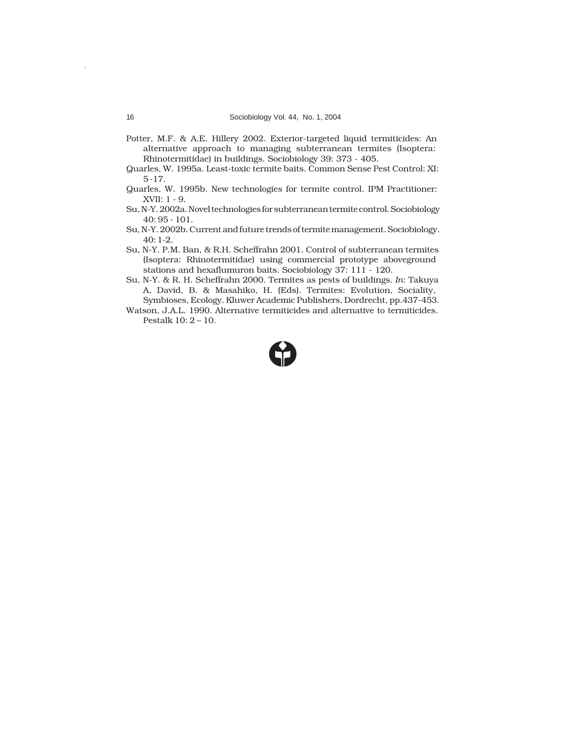Potter, M.F. & A.E. Hillery 2002. Exterior-targeted liquid termiticides: An alternative approach to managing subterranean termites (Isoptera: Rhinotermitidae) in buildings. Sociobiology 39: 373 - 405.

Quarles, W. 1995a. Least-toxic termite baits. Common Sense Pest Control: XI: 5 -17.

Quarles, W. 1995b. New technologies for termite control. IPM Practitioner: XVII: 1 - 9.

Su, N-Y. 2002a. Novel technologies for subterranean termite control. Sociobiology 40: 95 - 101.

Su, N-Y. 2002b. Current and future trends of termite management. Sociobiology. 40: 1-2.

Su, N-Y. P.M. Ban, & R.H. Scheffrahn 2001. Control of subterranean termites (Isoptera: Rhinotermitidae) using commercial prototype aboveground stations and hexaflumuron baits. Sociobiology 37: 111 - 120.

Su, N-Y. & R. H. Scheffrahn 2000. Termites as pests of buildings. *In*: Takuya A, David, B. & Masahiko, H. (Eds). Termites: Evolution, Sociality, Symbioses, Ecology. Kluwer Academic Publishers, Dordrecht, pp.437-453.

Watson, J.A.L. 1990. Alternative termiticides and alternative to termiticides. Pestalk 10: 2 – 10.